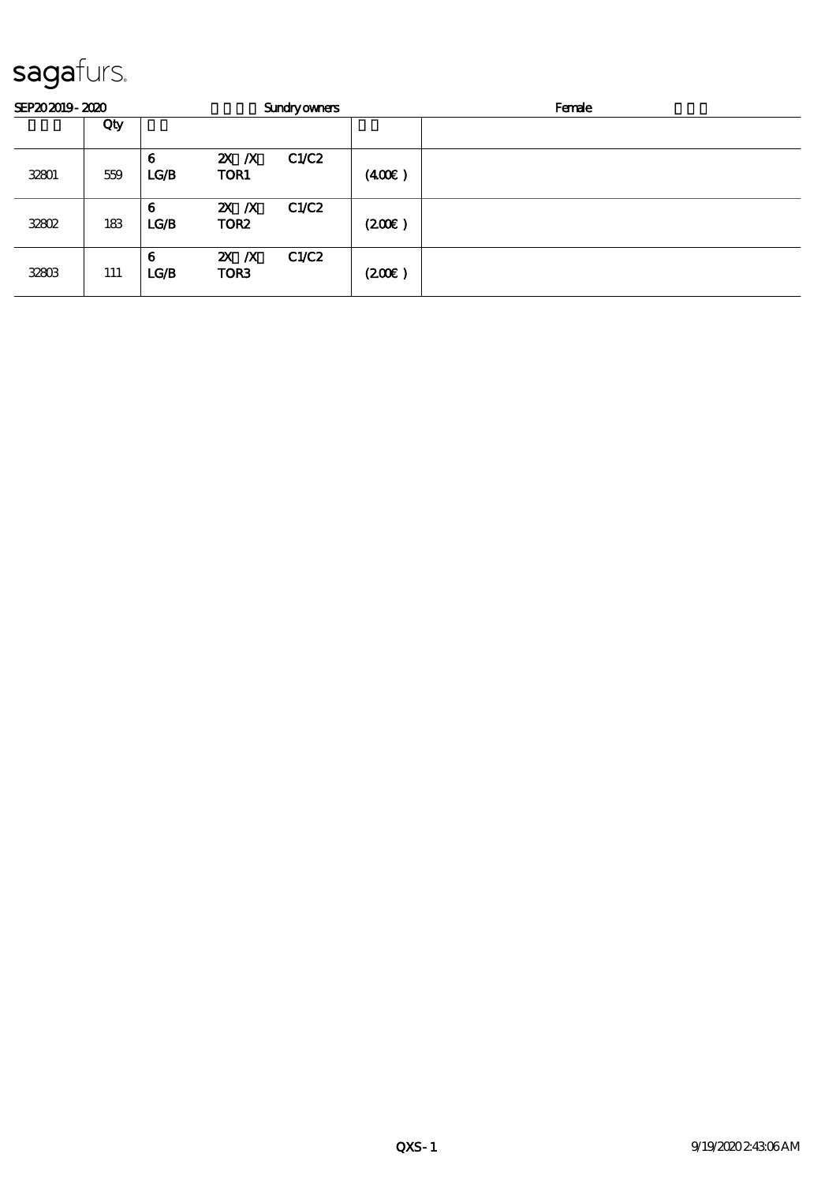# sagafurs.

SEP20 2019 - 2020 Sundry owners Female

| | Qty | | | | | |
|---|---|---|---|---|---|---|
| 32801 | 559 | 6<br>LG/B | 2X /X<br>TOR1 | C1/C2 | (4.00€ ) | |
| 32802 | 183 | 6<br>LG/B | 2X /X<br>TOR2 | C1/C2 | (2.00€ ) | |
| 32803 | 111 | 6<br>LG/B | 2X /X<br>TOR3 | C1/C2 | (2.00€ ) | |

QXS - 1 9/19/2020 2:43:06 AM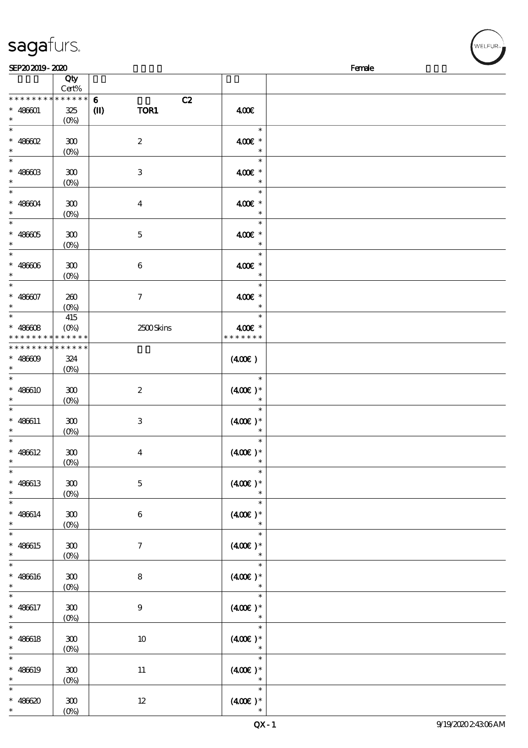| | Qty Cert% | | | |
|---|---|---|---|---|
| * * * * * * * * * * * * * * | | 6 C2 | | |
| * 486601 * | 325 (0%) | (II) TOR1 | 400€ | |
| * * 486602 * | 300 (0%) | 2 | * 400€ * * | |
| * * 486603 * | 300 (0%) | 3 | * 400€ * * | |
| * * 486604 * | 300 (0%) | 4 | * 400€ * * | |
| * * 486605 * | 300 (0%) | 5 | * 400€ * * | |
| * * 486606 * | 300 (0%) | 6 | * 400€ * * | |
| * * 486607 * | 260 (0%) | 7 | * 400€ * * | |
| * * 486608 * * * * * * * * * * * * * * | 415 (0%) | 2500 Skins | * 400€ * * * * * * * * | |
| * * * * * * * * * * * * * * | | | | |
| * 486609 * | 324 (0%) | | (400€) | |
| * * 486610 * | 300 (0%) | 2 | * (400€) * * | |
| * * 486611 * | 300 (0%) | 3 | * (400€) * * | |
| * * 486612 * | 300 (0%) | 4 | * (400€) * * | |
| * * 486613 * | 300 (0%) | 5 | * (400€) * * | |
| * * 486614 * | 300 (0%) | 6 | * (400€) * * | |
| * * 486615 * | 300 (0%) | 7 | * (400€) * * | |
| * * 486616 * | 300 (0%) | 8 | * (400€) * * | |
| * * 486617 * | 300 (0%) | 9 | * (400€) * * | |
| * * 486618 * | 300 (0%) | 10 | * (400€) * * | |
| * * 486619 * | 300 (0%) | 11 | * (400€) * * | |
| * * 486620 * | 300 (0%) | 12 | * (400€) * * | |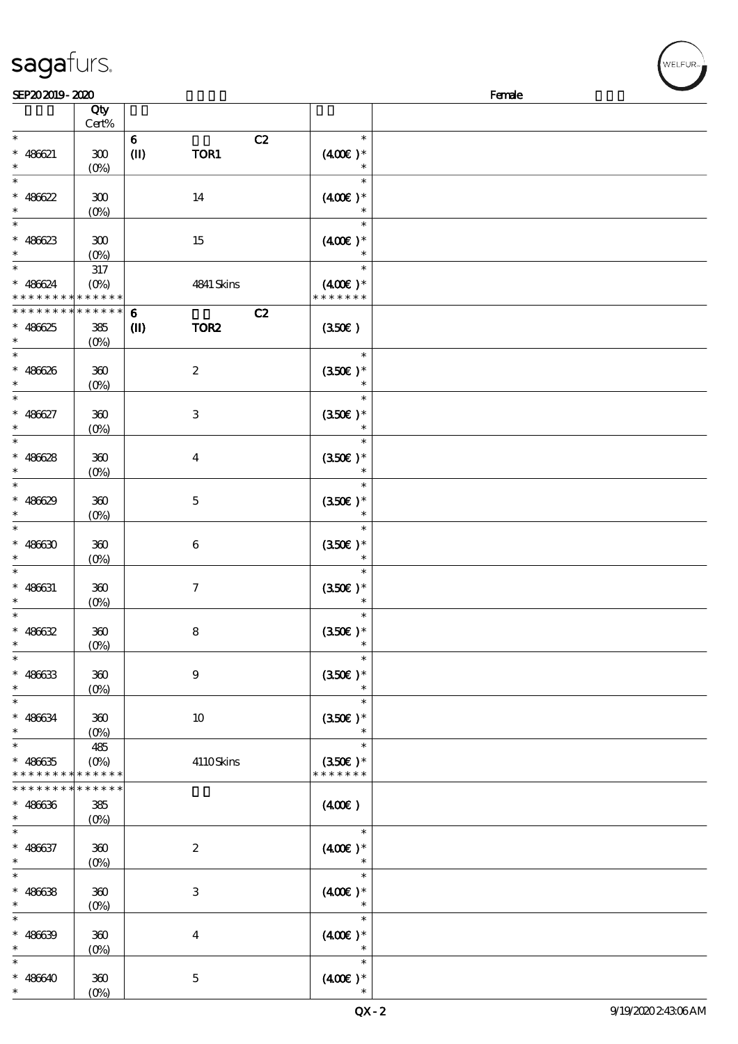| | Qty Cert% | | | |
|---|---|---|---|---|
| * | | 6 C2 | * | |
| * 486621 | 300 | (II) TOR1 | (4.00€ )* | |
| * | (0%) | | * | |
| * | | | * | |
| * 486622 | 300 | 14 | (4.00€ )* | |
| * | (0%) | | * | |
| * | | | * | |
| * 486623 | 300 | 15 | (4.00€ )* | |
| * | (0%) | | * | |
| * | 317 | | * | |
| * 486624 | (0%) | 4841 Skins | (4.00€ )* | |
| * * * * * * * * * * * * * * | | | * * * * * * * | |
| * * * * * * * * * * * * * * | | 6 C2 | | |
| * 486625 | 385 | (II) TOR2 | (3.50€ ) | |
| * | (0%) | | | |
| * | | | * | |
| * 486626 | 360 | 2 | (3.50€ )* | |
| * | (0%) | | * | |
| * | | | * | |
| * 486627 | 360 | 3 | (3.50€ )* | |
| * | (0%) | | * | |
| * | | | * | |
| * 486628 | 360 | 4 | (3.50€ )* | |
| * | (0%) | | * | |
| * | | | * | |
| * 486629 | 360 | 5 | (3.50€ )* | |
| * | (0%) | | * | |
| * | | | * | |
| * 486630 | 360 | 6 | (3.50€ )* | |
| * | (0%) | | * | |
| * | | | * | |
| * 486631 | 360 | 7 | (3.50€ )* | |
| * | (0%) | | * | |
| * | | | * | |
| * 486632 | 360 | 8 | (3.50€ )* | |
| * | (0%) | | * | |
| * | | | * | |
| * 486633 | 360 | 9 | (3.50€ )* | |
| * | (0%) | | * | |
| * | | | * | |
| * 486634 | 360 | 10 | (3.50€ )* | |
| * | (0%) | | * | |
| * | 485 | | * | |
| * 486635 | (0%) | 4110 Skins | (3.50€ )* | |
| * * * * * * * * * * * * * * | | | * * * * * * * | |
| * * * * * * * * * * * * * * | | | | |
| * 486636 | 385 | | (4.00€ ) | |
| * | (0%) | | | |
| * | | | * | |
| * 486637 | 360 | 2 | (4.00€ )* | |
| * | (0%) | | * | |
| * | | | * | |
| * 486638 | 360 | 3 | (4.00€ )* | |
| * | (0%) | | * | |
| * | | | * | |
| * 486639 | 360 | 4 | (4.00€ )* | |
| * | (0%) | | * | |
| * | | | * | |
| * 486640 | 360 | 5 | (4.00€ )* | |
| * | (0%) | | * | |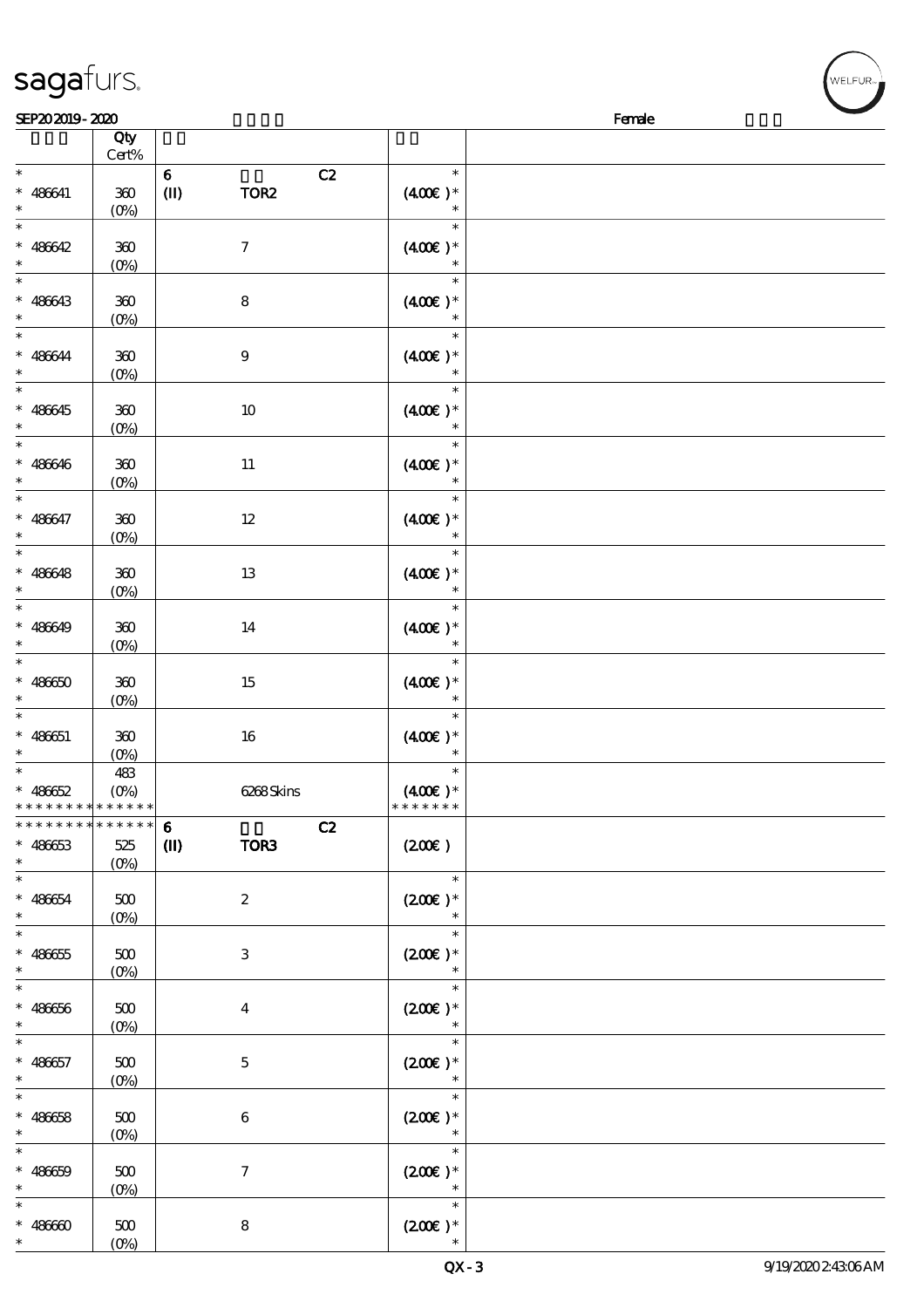| Qty Cert% | | | |
|---|---|---|---|
| * | 6 (II) TOR2 C2 | * |  |
| * 486641 * | 360 (0%) |  | (400€)* * |
| * * 486642 * | 360 (0%) | 7 | * (400€)* * |
| * * 486643 * | 360 (0%) | 8 | * (400€)* * |
| * * 486644 * | 360 (0%) | 9 | * (400€)* * |
| * * 486645 * | 360 (0%) | 10 | * (400€)* * |
| * * 486646 * | 360 (0%) | 11 | * (400€)* * |
| * * 486647 * | 360 (0%) | 12 | * (400€)* * |
| * * 486648 * | 360 (0%) | 13 | * (400€)* * |
| * * 486649 * | 360 (0%) | 14 | * (400€)* * |
| * * 486650 * | 360 (0%) | 15 | * (400€)* * |
| * * 486651 * | 360 (0%) | 16 | * (400€)* * |
| * * 486652 * * * * * * * * * * * * * | 483 (0%) | 6268 Skins | * (400€)* * * * * * * * |
| * * * * * * * * * * * * * * 486653 * | 525 (0%) | 6 (II) TOR3 C2 | (200€) |
| * * 486654 * | 500 (0%) | 2 | * (200€)* * |
| * * 486655 * | 500 (0%) | 3 | * (200€)* * |
| * * 486656 * | 500 (0%) | 4 | * (200€)* * |
| * * 486657 * | 500 (0%) | 5 | * (200€)* * |
| * * 486658 * | 500 (0%) | 6 | * (200€)* * |
| * * 486659 * | 500 (0%) | 7 | * (200€)* * |
| * * 486660 * | 500 (0%) | 8 | * (200€)* * |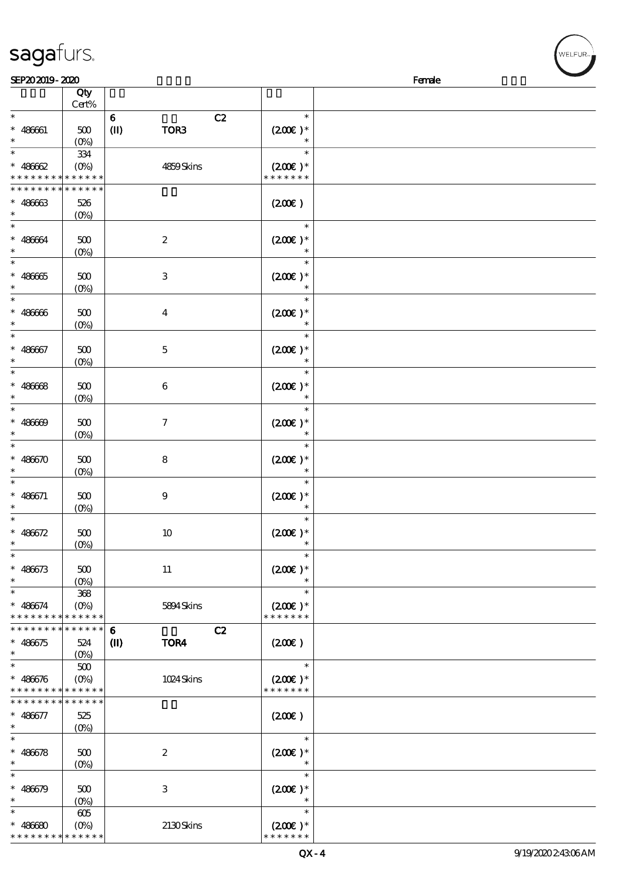SEP20 2019 - 2020 Female

| | Qty Cert% | | | |
|---|---|---|---|---|
| * <br> * 486661 <br> * | 500 <br> (0%) | 6 C2 <br> (II) TOR3 | * <br> (200€) * <br> * | |
| * <br> * 486662 <br> * * * * * * * * * * * * * * | 334 <br> (0%) | 4859 Skins | * <br> (200€) * <br> * * * * * * * | |
| * * * * * * * * * * * * * * <br> * 486663 <br> * | 526 <br> (0%) | | (200€) | |
| * <br> * 486664 <br> * | 500 <br> (0%) | 2 | * <br> (200€) * <br> * | |
| * <br> * 486665 <br> * | 500 <br> (0%) | 3 | * <br> (200€) * <br> * | |
| * <br> * 486666 <br> * | 500 <br> (0%) | 4 | * <br> (200€) * <br> * | |
| * <br> * 486667 <br> * | 500 <br> (0%) | 5 | * <br> (200€) * <br> * | |
| * <br> * 486668 <br> * | 500 <br> (0%) | 6 | * <br> (200€) * <br> * | |
| * <br> * 486669 <br> * | 500 <br> (0%) | 7 | * <br> (200€) * <br> * | |
| * <br> * 486670 <br> * | 500 <br> (0%) | 8 | * <br> (200€) * <br> * | |
| * <br> * 486671 <br> * | 500 <br> (0%) | 9 | * <br> (200€) * <br> * | |
| * <br> * 486672 <br> * | 500 <br> (0%) | 10 | * <br> (200€) * <br> * | |
| * <br> * 486673 <br> * | 500 <br> (0%) | 11 | * <br> (200€) * <br> * | |
| * <br> * 486674 <br> * * * * * * * * * * * * * * | 368 <br> (0%) | 5894 Skins | * <br> (200€) * <br> * * * * * * * | |
| * * * * * * * * * * * * * * <br> * 486675 <br> * | 524 <br> (0%) | 6 C2 <br> (II) TOR4 | (200€) | |
| * <br> * 486676 <br> * * * * * * * * * * * * * * | 500 <br> (0%) | 1024 Skins | * <br> (200€) * <br> * * * * * * * | |
| * * * * * * * * * * * * * * <br> * 486677 <br> * | 525 <br> (0%) | | (200€) | |
| * <br> * 486678 <br> * | 500 <br> (0%) | 2 | * <br> (200€) * <br> * | |
| * <br> * 486679 <br> * | 500 <br> (0%) | 3 | * <br> (200€) * <br> * | |
| * <br> * 486680 <br> * * * * * * * * * * * * * * | 605 <br> (0%) | 2130 Skins | * <br> (200€) * <br> * * * * * * * | |